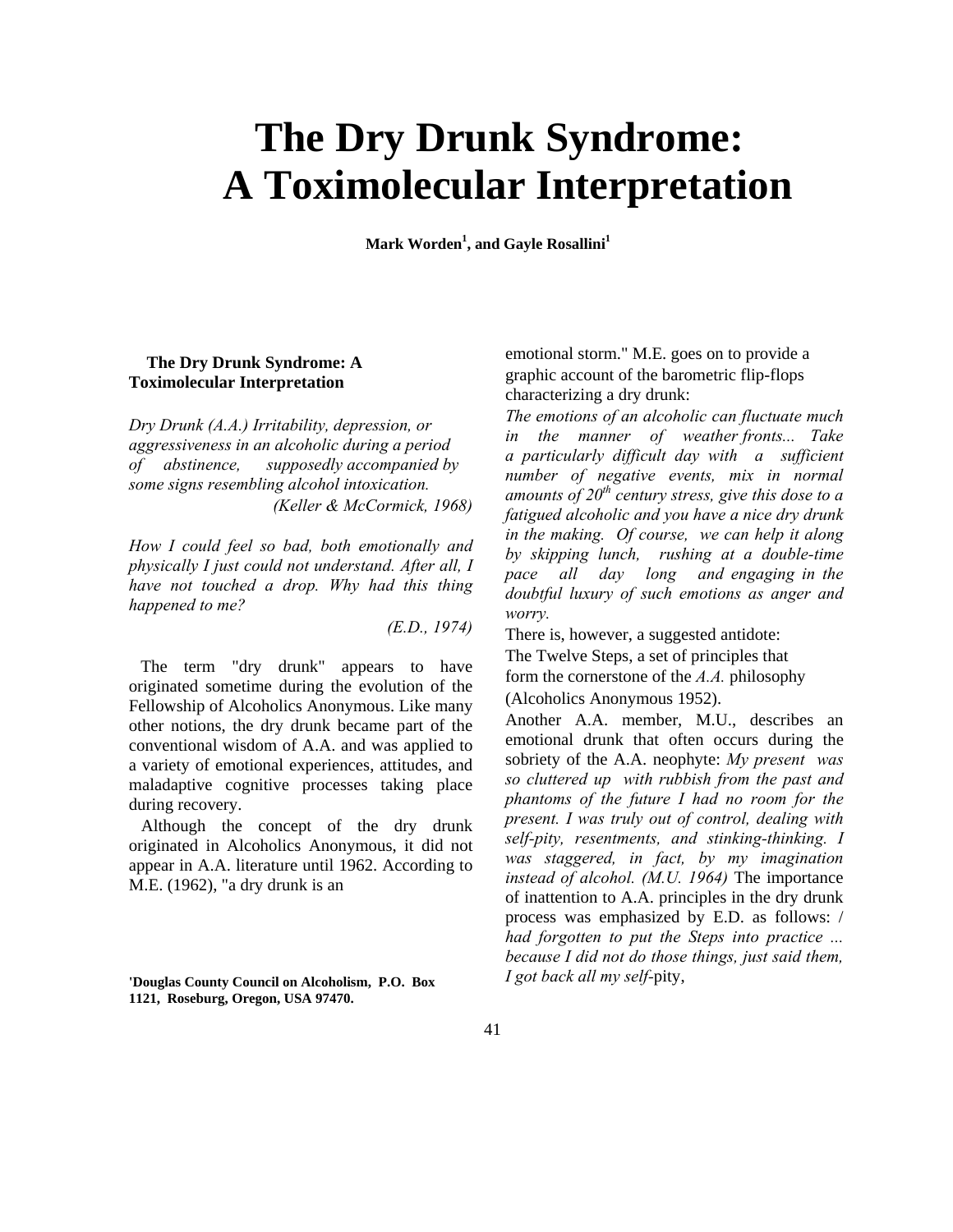# The Dry Drunk Syndrome: A Toximolecular Interpretation

**Mark Worden[1], and Gayle Rosallini[1]**

**The Dry Drunk Syndrome: A Toximolecular Interpretation**

*Dry Drunk (A.A.) Irritability, depression, or aggressiveness in an alcoholic during a period of abstinence, supposedly accompanied by some signs resembling alcohol intoxication.*
*(Keller & McCormick, 1968)*

*How I could feel so bad, both emotionally and physically I just could not understand. After all, I have not touched a drop. Why had this thing happened to me?*
*(E.D., 1974)*

The term "dry drunk" appears to have originated sometime during the evolution of the Fellowship of Alcoholics Anonymous. Like many other notions, the dry drunk became part of the conventional wisdom of A.A. and was applied to a variety of emotional experiences, attitudes, and maladaptive cognitive processes taking place during recovery.

Although the concept of the dry drunk originated in Alcoholics Anonymous, it did not appear in A.A. literature until 1962. According to M.E. (1962), "a dry drunk is an emotional storm." M.E. goes on to provide a graphic account of the barometric flip-flops characterizing a dry drunk:

*The emotions of an alcoholic can fluctuate much in the manner of weather fronts... Take a particularly difficult day with a sufficient number of negative events, mix in normal amounts of 20th century stress, give this dose to a fatigued alcoholic and you have a nice dry drunk in the making. Of course, we can help it along by skipping lunch, rushing at a double-time pace all day long and engaging in the doubtful luxury of such emotions as anger and worry.*

There is, however, a suggested antidote: The Twelve Steps, a set of principles that form the cornerstone of the *A.A.* philosophy (Alcoholics Anonymous 1952).

Another A.A. member, M.U., describes an emotional drunk that often occurs during the sobriety of the A.A. neophyte: *My present was so cluttered up with rubbish from the past and phantoms of the future I had no room for the present. I was truly out of control, dealing with self-pity, resentments, and stinking-thinking. I was staggered, in fact, by my imagination instead of alcohol. (M.U. 1964)* The importance of inattention to A.A. principles in the dry drunk process was emphasized by E.D. as follows: */ had forgotten to put the Steps into practice ... because I did not do those things, just said them, I got back all my self-*pity,

[1]Douglas County Council on Alcoholism, P.O. Box 1121, Roseburg, Oregon, USA 97470.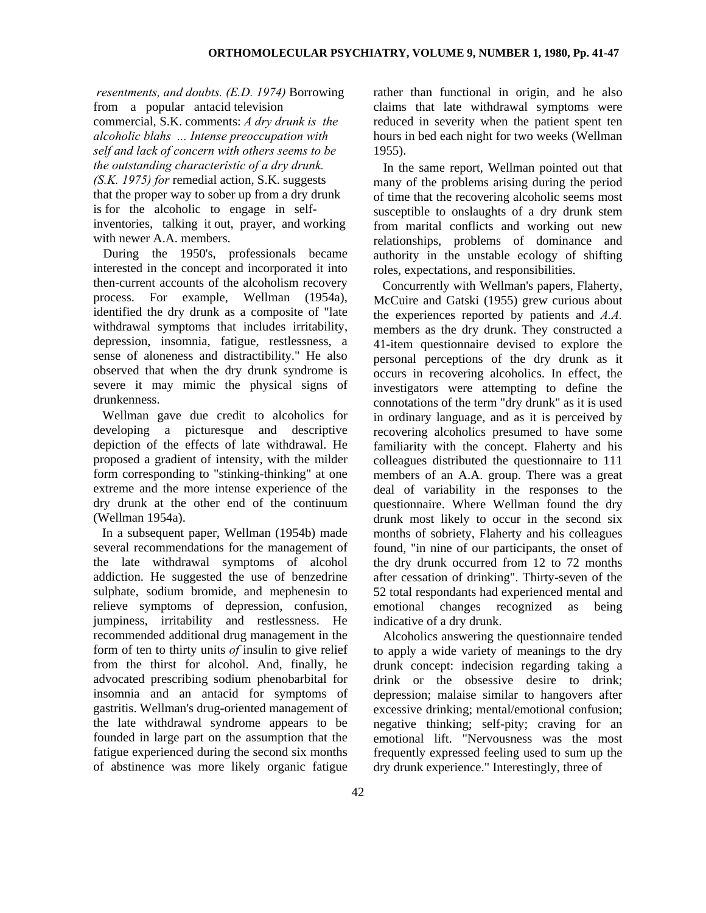*resentments, and doubts. (E.D. 1974)* Borrowing from a popular antacid television commercial, S.K. comments: *A dry drunk is the alcoholic blahs ... Intense preoccupation with self and lack of concern with others seems to be the outstanding characteristic of a dry drunk. (S.K. 1975) for* remedial action, S.K. suggests that the proper way to sober up from a dry drunk is for the alcoholic to engage in self-inventories, talking it out, prayer, and working with newer A.A. members.

During the 1950's, professionals became interested in the concept and incorporated it into then-current accounts of the alcoholism recovery process. For example, Wellman (1954a), identified the dry drunk as a composite of "late withdrawal symptoms that includes irritability, depression, insomnia, fatigue, restlessness, a sense of aloneness and distractibility." He also observed that when the dry drunk syndrome is severe it may mimic the physical signs of drunkenness.

Wellman gave due credit to alcoholics for developing a picturesque and descriptive depiction of the effects of late withdrawal. He proposed a gradient of intensity, with the milder form corresponding to "stinking-thinking" at one extreme and the more intense experience of the dry drunk at the other end of the continuum (Wellman 1954a).

In a subsequent paper, Wellman (1954b) made several recommendations for the management of the late withdrawal symptoms of alcohol addiction. He suggested the use of benzedrine sulphate, sodium bromide, and mephenesin to relieve symptoms of depression, confusion, jumpiness, irritability and restlessness. He recommended additional drug management in the form of ten to thirty units *of* insulin to give relief from the thirst for alcohol. And, finally, he advocated prescribing sodium phenobarbital for insomnia and an antacid for symptoms of gastritis. Wellman's drug-oriented management of the late withdrawal syndrome appears to be founded in large part on the assumption that the fatigue experienced during the second six months of abstinence was more likely organic fatigue rather than functional in origin, and he also claims that late withdrawal symptoms were reduced in severity when the patient spent ten hours in bed each night for two weeks (Wellman 1955).

In the same report, Wellman pointed out that many of the problems arising during the period of time that the recovering alcoholic seems most susceptible to onslaughts of a dry drunk stem from marital conflicts and working out new relationships, problems of dominance and authority in the unstable ecology of shifting roles, expectations, and responsibilities.

Concurrently with Wellman's papers, Flaherty, McCuire and Gatski (1955) grew curious about the experiences reported by patients and *A.A.* members as the dry drunk. They constructed a 41-item questionnaire devised to explore the personal perceptions of the dry drunk as it occurs in recovering alcoholics. In effect, the investigators were attempting to define the connotations of the term "dry drunk" as it is used in ordinary language, and as it is perceived by recovering alcoholics presumed to have some familiarity with the concept. Flaherty and his colleagues distributed the questionnaire to 111 members of an A.A. group. There was a great deal of variability in the responses to the questionnaire. Where Wellman found the dry drunk most likely to occur in the second six months of sobriety, Flaherty and his colleagues found, "in nine of our participants, the onset of the dry drunk occurred from 12 to 72 months after cessation of drinking". Thirty-seven of the 52 total respondants had experienced mental and emotional changes recognized as being indicative of a dry drunk.

Alcoholics answering the questionnaire tended to apply a wide variety of meanings to the dry drunk concept: indecision regarding taking a drink or the obsessive desire to drink; depression; malaise similar to hangovers after excessive drinking; mental/emotional confusion; negative thinking; self-pity; craving for an emotional lift. "Nervousness was the most frequently expressed feeling used to sum up the dry drunk experience." Interestingly, three of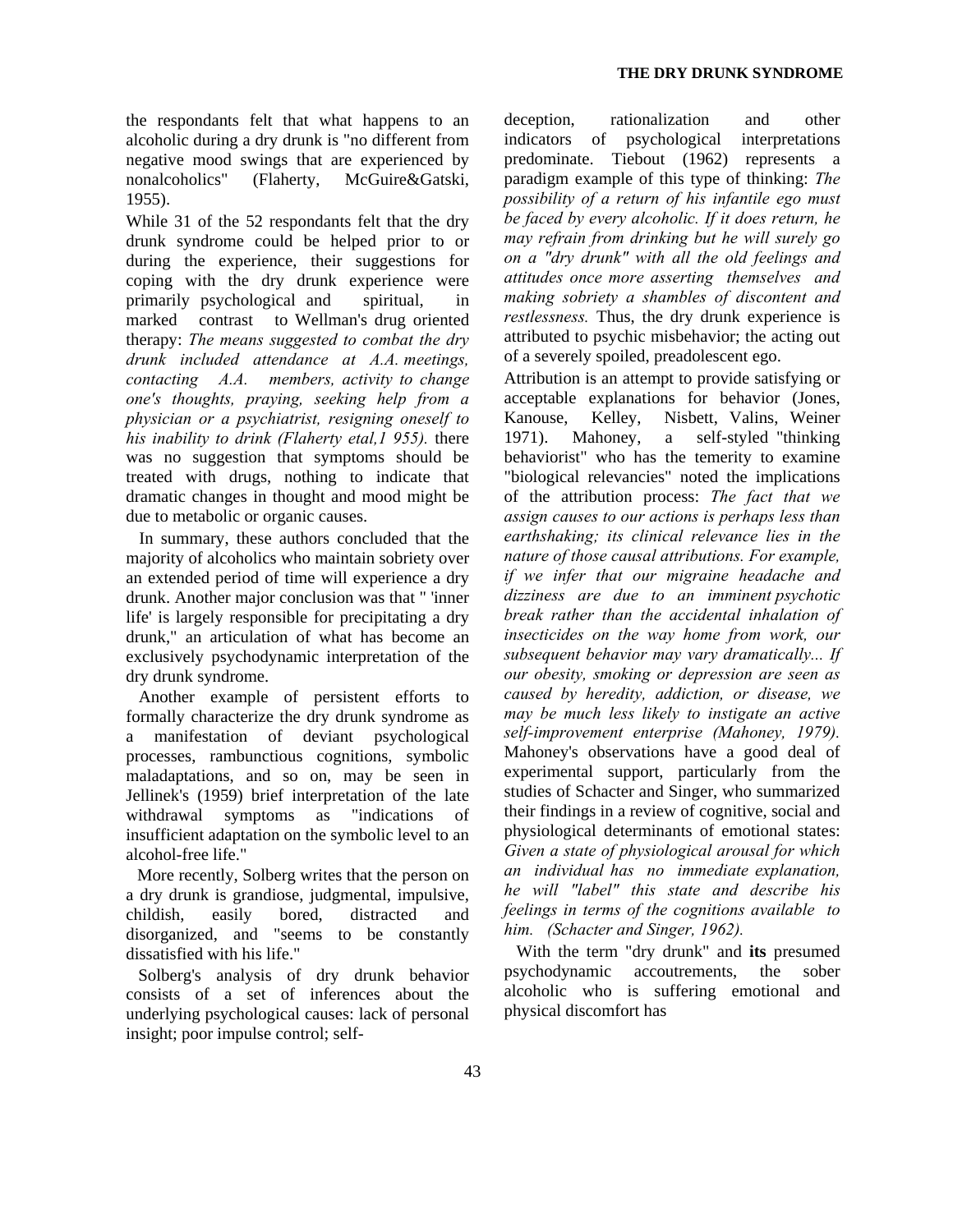the respondants felt that what happens to an alcoholic during a dry drunk is "no different from negative mood swings that are experienced by nonalcoholics" (Flaherty, McGuire&Gatski, 1955).

While 31 of the 52 respondants felt that the dry drunk syndrome could be helped prior to or during the experience, their suggestions for coping with the dry drunk experience were primarily psychological and spiritual, in marked contrast to Wellman's drug oriented therapy: *The means suggested to combat the dry drunk included attendance at A.A. meetings, contacting A.A. members, activity to change one's thoughts, praying, seeking help from a physician or a psychiatrist, resigning oneself to his inability to drink (Flaherty etal,1 955).* there was no suggestion that symptoms should be treated with drugs, nothing to indicate that dramatic changes in thought and mood might be due to metabolic or organic causes.

In summary, these authors concluded that the majority of alcoholics who maintain sobriety over an extended period of time will experience a dry drunk. Another major conclusion was that " 'inner life' is largely responsible for precipitating a dry drunk," an articulation of what has become an exclusively psychodynamic interpretation of the dry drunk syndrome.

Another example of persistent efforts to formally characterize the dry drunk syndrome as a manifestation of deviant psychological processes, rambunctious cognitions, symbolic maladaptations, and so on, may be seen in Jellinek's (1959) brief interpretation of the late withdrawal symptoms as "indications of insufficient adaptation on the symbolic level to an alcohol-free life."

More recently, Solberg writes that the person on a dry drunk is grandiose, judgmental, impulsive, childish, easily bored, distracted and disorganized, and "seems to be constantly dissatisfied with his life."

Solberg's analysis of dry drunk behavior consists of a set of inferences about the underlying psychological causes: lack of personal insight; poor impulse control; self-deception, rationalization and other indicators of psychological interpretations predominate. Tiebout (1962) represents a paradigm example of this type of thinking: *The possibility of a return of his infantile ego must be faced by every alcoholic. If it does return, he may refrain from drinking but he will surely go on a "dry drunk" with all the old feelings and attitudes once more asserting themselves and making sobriety a shambles of discontent and restlessness.* Thus, the dry drunk experience is attributed to psychic misbehavior; the acting out of a severely spoiled, preadolescent ego.

Attribution is an attempt to provide satisfying or acceptable explanations for behavior (Jones, Kanouse, Kelley, Nisbett, Valins, Weiner 1971). Mahoney, a self-styled "thinking behaviorist" who has the temerity to examine "biological relevancies" noted the implications of the attribution process: *The fact that we assign causes to our actions is perhaps less than earthshaking; its clinical relevance lies in the nature of those causal attributions. For example, if we infer that our migraine headache and dizziness are due to an imminent psychotic break rather than the accidental inhalation of insecticides on the way home from work, our subsequent behavior may vary dramatically... If our obesity, smoking or depression are seen as caused by heredity, addiction, or disease, we may be much less likely to instigate an active self-improvement enterprise (Mahoney, 1979).* Mahoney's observations have a good deal of experimental support, particularly from the studies of Schacter and Singer, who summarized their findings in a review of cognitive, social and physiological determinants of emotional states: *Given a state of physiological arousal for which an individual has no immediate explanation, he will "label" this state and describe his feelings in terms of the cognitions available to him. (Schacter and Singer, 1962).*

With the term "dry drunk" and **its** presumed psychodynamic accoutrements, the sober alcoholic who is suffering emotional and physical discomfort has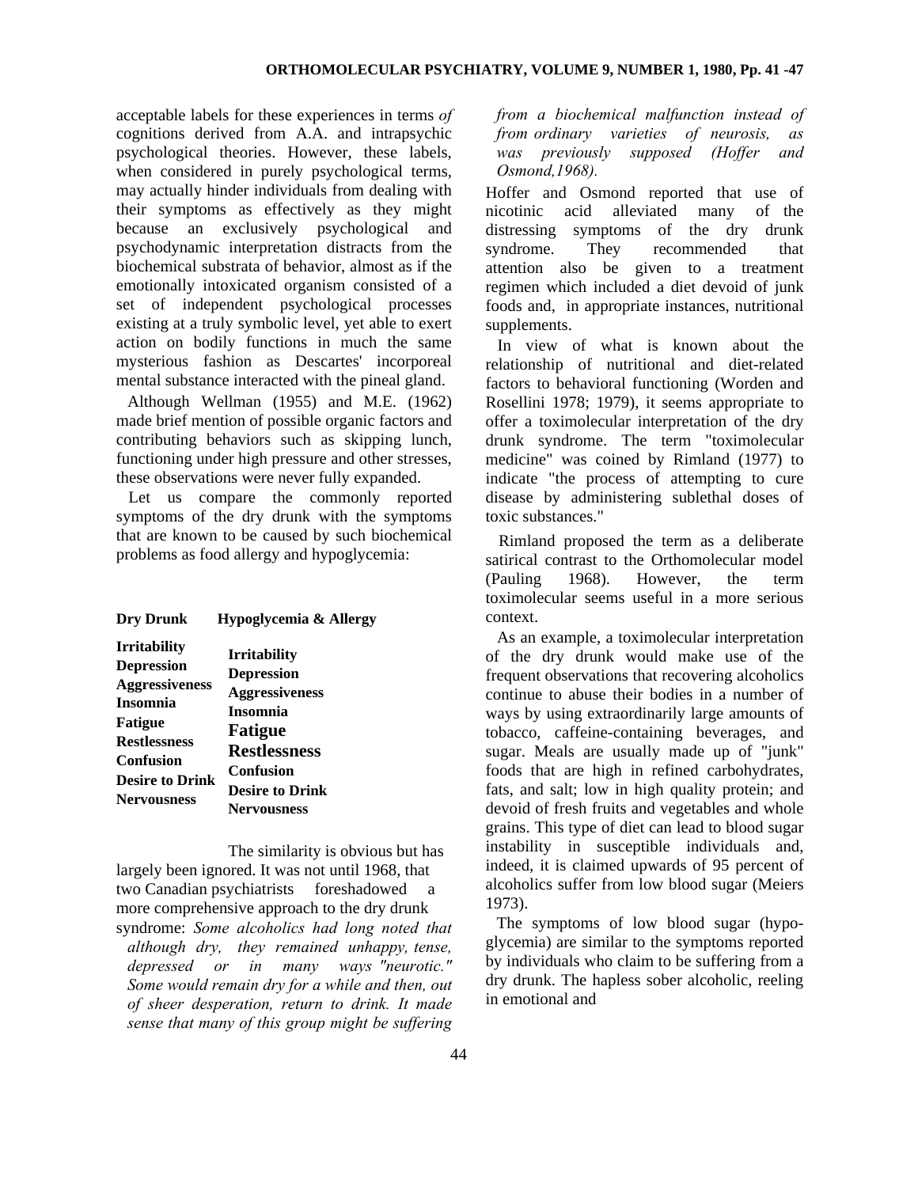acceptable labels for these experiences in terms *of* cognitions derived from A.A. and intrapsychic psychological theories. However, these labels, when considered in purely psychological terms, may actually hinder individuals from dealing with their symptoms as effectively as they might because an exclusively psychological and psychodynamic interpretation distracts from the biochemical substrata of behavior, almost as if the emotionally intoxicated organism consisted of a set of independent psychological processes existing at a truly symbolic level, yet able to exert action on bodily functions in much the same mysterious fashion as Descartes' incorporeal mental substance interacted with the pineal gland.

Although Wellman (1955) and M.E. (1962) made brief mention of possible organic factors and contributing behaviors such as skipping lunch, functioning under high pressure and other stresses, these observations were never fully expanded.

Let us compare the commonly reported symptoms of the dry drunk with the symptoms that are known to be caused by such biochemical problems as food allergy and hypoglycemia:

| Dry Drunk | Hypoglycemia & Allergy |
|---|---|
| **Irritability** | **Irritability** |
| **Depression** | **Depression** |
| **Aggressiveness** | **Aggressiveness** |
| **Insomnia** | **Insomnia** |
| **Fatigue** | **Fatigue** |
| **Restlessness** | **Restlessness** |
| **Confusion** | **Confusion** |
| **Desire to Drink** | **Desire to Drink** |
| **Nervousness** | **Nervousness** |

The similarity is obvious but has largely been ignored. It was not until 1968, that two Canadian psychiatrists foreshadowed a more comprehensive approach to the dry drunk syndrome: *Some alcoholics had long noted that although dry, they remained unhappy, tense, depressed or in many ways "neurotic." Some would remain dry for a while and then, out of sheer desperation, return to drink. It made sense that many of this group might be suffering from a biochemical malfunction instead of from ordinary varieties of neurosis, as was previously supposed (Hoffer and Osmond,1968).*

Hoffer and Osmond reported that use of nicotinic acid alleviated many of the distressing symptoms of the dry drunk syndrome. They recommended that attention also be given to a treatment regimen which included a diet devoid of junk foods and, in appropriate instances, nutritional supplements.

In view of what is known about the relationship of nutritional and diet-related factors to behavioral functioning (Worden and Rosellini 1978; 1979), it seems appropriate to offer a toximolecular interpretation of the dry drunk syndrome. The term "toximolecular medicine" was coined by Rimland (1977) to indicate "the process of attempting to cure disease by administering sublethal doses of toxic substances."

Rimland proposed the term as a deliberate satirical contrast to the Orthomolecular model (Pauling 1968). However, the term toximolecular seems useful in a more serious context.

As an example, a toximolecular interpretation of the dry drunk would make use of the frequent observations that recovering alcoholics continue to abuse their bodies in a number of ways by using extraordinarily large amounts of tobacco, caffeine-containing beverages, and sugar. Meals are usually made up of "junk" foods that are high in refined carbohydrates, fats, and salt; low in high quality protein; and devoid of fresh fruits and vegetables and whole grains. This type of diet can lead to blood sugar instability in susceptible individuals and, indeed, it is claimed upwards of 95 percent of alcoholics suffer from low blood sugar (Meiers 1973).

The symptoms of low blood sugar (hypoglycemia) are similar to the symptoms reported by individuals who claim to be suffering from a dry drunk. The hapless sober alcoholic, reeling in emotional and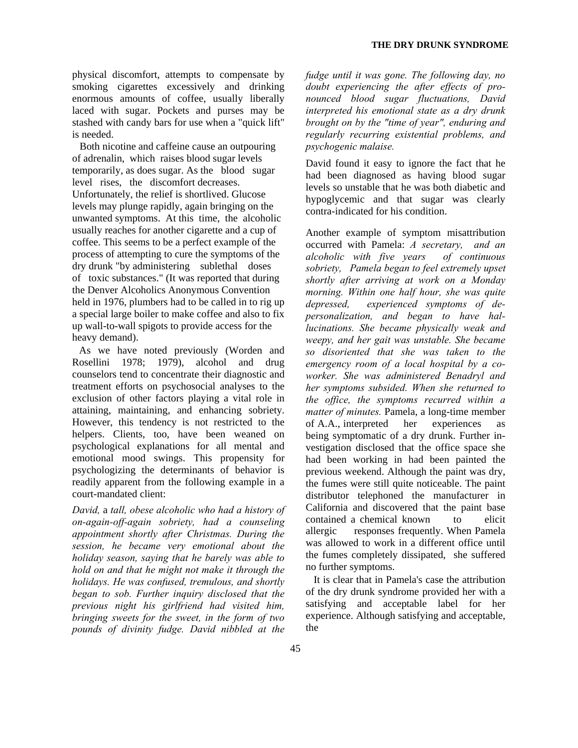physical discomfort, attempts to compensate by smoking cigarettes excessively and drinking enormous amounts of coffee, usually liberally laced with sugar. Pockets and purses may be stashed with candy bars for use when a "quick lift" is needed.

Both nicotine and caffeine cause an outpouring of adrenalin, which raises blood sugar levels temporarily, as does sugar. As the blood sugar level rises, the discomfort decreases. Unfortunately, the relief is shortlived. Glucose levels may plunge rapidly, again bringing on the unwanted symptoms. At this time, the alcoholic usually reaches for another cigarette and a cup of coffee. This seems to be a perfect example of the process of attempting to cure the symptoms of the dry drunk "by administering sublethal doses of toxic substances." (It was reported that during the Denver Alcoholics Anonymous Convention held in 1976, plumbers had to be called in to rig up a special large boiler to make coffee and also to fix up wall-to-wall spigots to provide access for the heavy demand).

As we have noted previously (Worden and Rosellini 1978; 1979), alcohol and drug counselors tend to concentrate their diagnostic and treatment efforts on psychosocial analyses to the exclusion of other factors playing a vital role in attaining, maintaining, and enhancing sobriety. However, this tendency is not restricted to the helpers. Clients, too, have been weaned on psychological explanations for all mental and emotional mood swings. This propensity for psychologizing the determinants of behavior is readily apparent from the following example in a court-mandated client:

*David,* a *tall, obese alcoholic who had a history of on-again-off-again sobriety, had a counseling appointment shortly after Christmas. During the session, he became very emotional about the holiday season, saying that he barely was able to hold on and that he might not make it through the holidays. He was confused, tremulous, and shortly began to sob. Further inquiry disclosed that the previous night his girlfriend had visited him, bringing sweets for the sweet, in the form of two pounds of divinity fudge. David nibbled at the fudge until it was gone. The following day, no doubt experiencing the after effects of pronounced blood sugar fluctuations, David interpreted his emotional state as a dry drunk brought on by the "time of year", enduring and regularly recurring existential problems, and psychogenic malaise.*

David found it easy to ignore the fact that he had been diagnosed as having blood sugar levels so unstable that he was both diabetic and hypoglycemic and that sugar was clearly contra-indicated for his condition.

Another example of symptom misattribution occurred with Pamela: *A secretary, and an alcoholic with five years of continuous sobriety, Pamela began to feel extremely upset shortly after arriving at work on a Monday morning. Within one half hour, she was quite depressed, experienced symptoms of depersonalization, and began to have hallucinations. She became physically weak and weepy, and her gait was unstable. She became so disoriented that she was taken to the emergency room of a local hospital by a co-worker. She was administered Benadryl and her symptoms subsided. When she returned to the office, the symptoms recurred within a matter of minutes.* Pamela, a long-time member of A.A., interpreted her experiences as being symptomatic of a dry drunk. Further investigation disclosed that the office space she had been working in had been painted the previous weekend. Although the paint was dry, the fumes were still quite noticeable. The paint distributor telephoned the manufacturer in California and discovered that the paint base contained a chemical known to elicit allergic responses frequently. When Pamela was allowed to work in a different office until the fumes completely dissipated, she suffered no further symptoms.

It is clear that in Pamela's case the attribution of the dry drunk syndrome provided her with a satisfying and acceptable label for her experience. Although satisfying and acceptable, the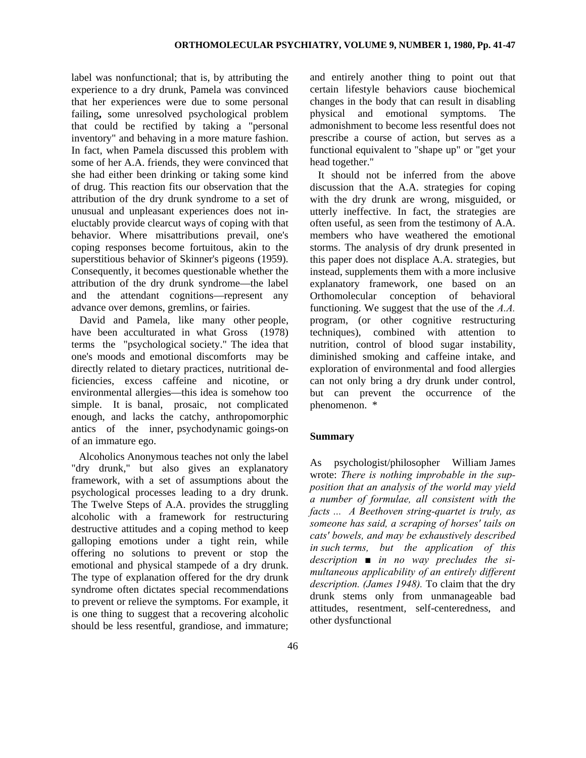label was nonfunctional; that is, by attributing the experience to a dry drunk, Pamela was convinced that her experiences were due to some personal failing**,** some unresolved psychological problem that could be rectified by taking a "personal inventory" and behaving in a more mature fashion. In fact, when Pamela discussed this problem with some of her A.A. friends, they were convinced that she had either been drinking or taking some kind of drug. This reaction fits our observation that the attribution of the dry drunk syndrome to a set of unusual and unpleasant experiences does not ineluctably provide clearcut ways of coping with that behavior. Where misattributions prevail, one's coping responses become fortuitous, akin to the superstitious behavior of Skinner's pigeons (1959). Consequently, it becomes questionable whether the attribution of the dry drunk syndrome—the label and the attendant cognitions—represent any advance over demons, gremlins, or fairies.

David and Pamela, like many other people, have been acculturated in what Gross (1978) terms the "psychological society." The idea that one's moods and emotional discomforts may be directly related to dietary practices, nutritional deficiencies, excess caffeine and nicotine, or environmental allergies—this idea is somehow too simple. It is banal, prosaic, not complicated enough, and lacks the catchy, anthropomorphic antics of the inner, psychodynamic goings-on of an immature ego.

Alcoholics Anonymous teaches not only the label "dry drunk," but also gives an explanatory framework, with a set of assumptions about the psychological processes leading to a dry drunk. The Twelve Steps of A.A. provides the struggling alcoholic with a framework for restructuring destructive attitudes and a coping method to keep galloping emotions under a tight rein, while offering no solutions to prevent or stop the emotional and physical stampede of a dry drunk. The type of explanation offered for the dry drunk syndrome often dictates special recommendations to prevent or relieve the symptoms. For example, it is one thing to suggest that a recovering alcoholic should be less resentful, grandiose, and immature; and entirely another thing to point out that certain lifestyle behaviors cause biochemical changes in the body that can result in disabling physical and emotional symptoms. The admonishment to become less resentful does not prescribe a course of action, but serves as a functional equivalent to "shape up" or "get your head together."

It should not be inferred from the above discussion that the A.A. strategies for coping with the dry drunk are wrong, misguided, or utterly ineffective. In fact, the strategies are often useful, as seen from the testimony of A.A. members who have weathered the emotional storms. The analysis of dry drunk presented in this paper does not displace A.A. strategies, but instead, supplements them with a more inclusive explanatory framework, one based on an Orthomolecular conception of behavioral functioning. We suggest that the use of the *A.A.* program, (or other cognitive restructuring techniques), combined with attention to nutrition, control of blood sugar instability, diminished smoking and caffeine intake, and exploration of environmental and food allergies can not only bring a dry drunk under control, but can prevent the occurrence of the phenomenon. *

## Summary

As psychologist/philosopher William James wrote: *There is nothing improbable in the supposition that an analysis of the world may yield a number of formulae, all consistent with the facts ... A Beethoven string-quartet is truly, as someone has said, a scraping of horses' tails on cats' bowels, and may be exhaustively described in such terms, but the application of this description ■ in no way precludes the simultaneous applicability of an entirely different description. (James 1948).* To claim that the dry drunk stems only from unmanageable bad attitudes, resentment, self-centeredness, and other dysfunctional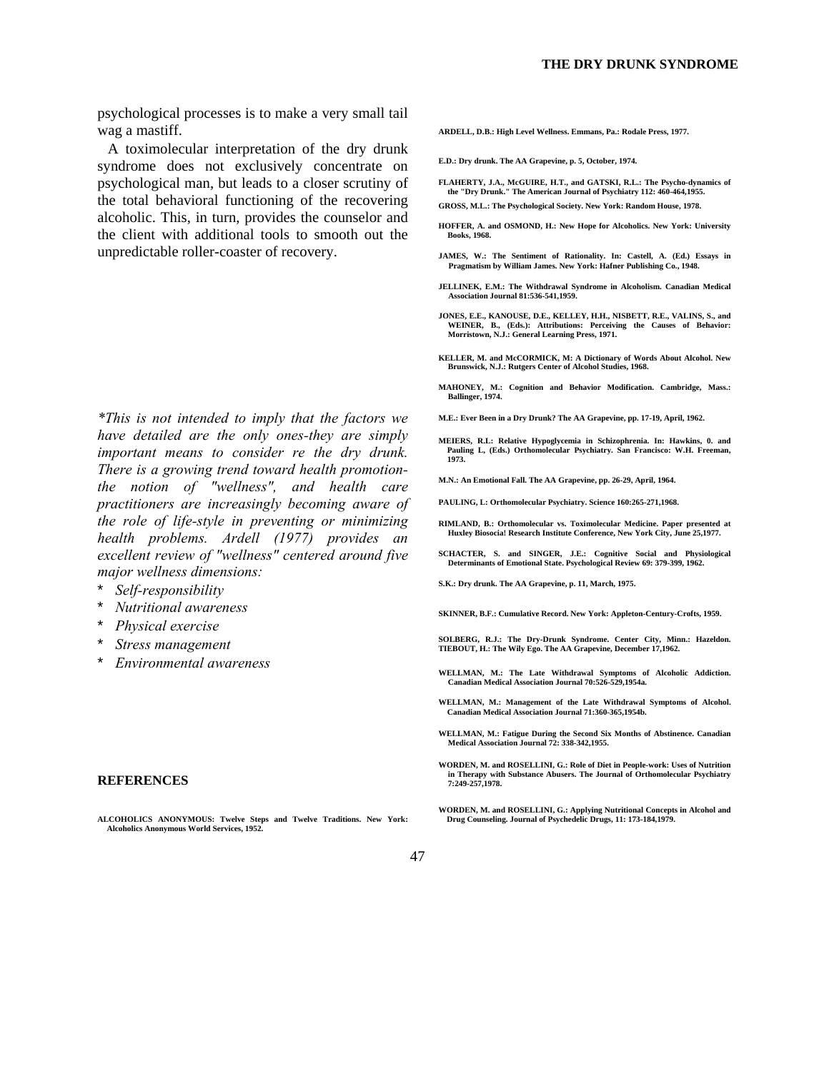psychological processes is to make a very small tail wag a mastiff.

A toximolecular interpretation of the dry drunk syndrome does not exclusively concentrate on psychological man, but leads to a closer scrutiny of the total behavioral functioning of the recovering alcoholic. This, in turn, provides the counselor and the client with additional tools to smooth out the unpredictable roller-coaster of recovery.

*\*This is not intended to imply that the factors we have detailed are the only ones-they are simply important means to consider re the dry drunk. There is a growing trend toward health promotion-the notion of "wellness", and health care practitioners are increasingly becoming aware of the role of life-style in preventing or minimizing health problems. Ardell (1977) provides an excellent review of "wellness" centered around five major wellness dimensions:*

* *Self-responsibility*
* *Nutritional awareness*
* *Physical exercise*
* *Stress management*
* *Environmental awareness*

## REFERENCES

ALCOHOLICS ANONYMOUS: Twelve Steps and Twelve Traditions. New York: Alcoholics Anonymous World Services, 1952.

ARDELL, D.B.: High Level Wellness. Emmans, Pa.: Rodale Press, 1977.

E.D.: Dry drunk. The AA Grapevine, p. 5, October, 1974.

FLAHERTY, J.A., McGUIRE, H.T., and GATSKI, R.L.: The Psycho-dynamics of the "Dry Drunk." The American Journal of Psychiatry 112: 460-464,1955.

GROSS, M.L.: The Psychological Society. New York: Random House, 1978.

HOFFER, A. and OSMOND, H.: New Hope for Alcoholics. New York: University Books, 1968.

JAMES, W.: The Sentiment of Rationality. In: Castell, A. (Ed.) Essays in Pragmatism by William James. New York: Hafner Publishing Co., 1948.

JELLINEK, E.M.: The Withdrawal Syndrome in Alcoholism. Canadian Medical Association Journal 81:536-541,1959.

JONES, E.E., KANOUSE, D.E., KELLEY, H.H., NISBETT, R.E., VALINS, S., and WEINER, B., (Eds.): Attributions: Perceiving the Causes of Behavior: Morristown, N.J.: General Learning Press, 1971.

KELLER, M. and McCORMICK, M: A Dictionary of Words About Alcohol. New Brunswick, N.J.: Rutgers Center of Alcohol Studies, 1968.

MAHONEY, M.: Cognition and Behavior Modification. Cambridge, Mass.: Ballinger, 1974.

M.E.: Ever Been in a Dry Drunk? The AA Grapevine, pp. 17-19, April, 1962.

MEIERS, R.L: Relative Hypoglycemia in Schizophrenia. In: Hawkins, 0. and Pauling L, (Eds.) Orthomolecular Psychiatry. San Francisco: W.H. Freeman, 1973.

M.N.: An Emotional Fall. The AA Grapevine, pp. 26-29, April, 1964.

PAULING, L: Orthomolecular Psychiatry. Science 160:265-271,1968.

RIMLAND, B.: Orthomolecular vs. Toximolecular Medicine. Paper presented at Huxley Biosocia! Research Institute Conference, New York City, June 25,1977.

SCHACTER, S. and SINGER, J.E.: Cognitive Social and Physiological Determinants of Emotional State. Psychological Review 69: 379-399, 1962.

S.K.: Dry drunk. The AA Grapevine, p. 11, March, 1975.

SKINNER, B.F.: Cumulative Record. New York: Appleton-Century-Crofts, 1959.

SOLBERG, R.J.: The Dry-Drunk Syndrome. Center City, Minn.: Hazeldon.

TIEBOUT, H.: The Wily Ego. The AA Grapevine, December 17,1962.

WELLMAN, M.: The Late Withdrawal Symptoms of Alcoholic Addiction. Canadian Medical Association Journal 70:526-529,1954a.

WELLMAN, M.: Management of the Late Withdrawal Symptoms of Alcohol. Canadian Medical Association Journal 71:360-365,1954b.

WELLMAN, M.: Fatigue During the Second Six Months of Abstinence. Canadian Medical Association Journal 72: 338-342,1955.

WORDEN, M. and ROSELLINI, G.: Role of Diet in People-work: Uses of Nutrition in Therapy with Substance Abusers. The Journal of Orthomolecular Psychiatry 7:249-257,1978.

WORDEN, M. and ROSELLINI, G.: Applying Nutritional Concepts in Alcohol and Drug Counseling. Journal of Psychedelic Drugs, 11: 173-184,1979.